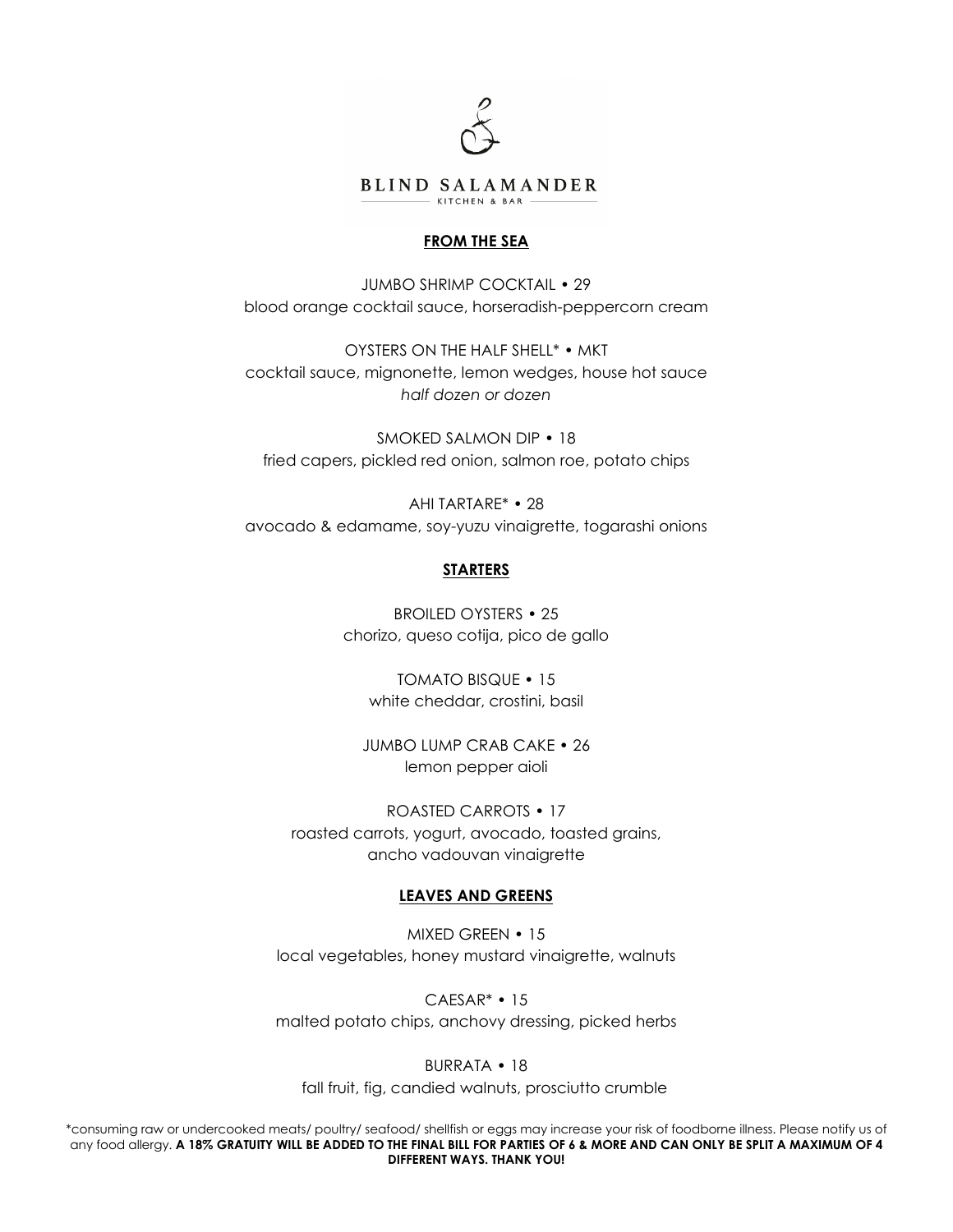# BLIND SALAMANDER

KITCHEN & BAR

## FROM THE SEA

JUMBO SHRIMP COCKTAIL • 29
blood orange cocktail sauce, horseradish-peppercorn cream

OYSTERS ON THE HALF SHELL* • MKT
cocktail sauce, mignonette, lemon wedges, house hot sauce
*half dozen or dozen*

SMOKED SALMON DIP • 18
fried capers, pickled red onion, salmon roe, potato chips

AHI TARTARE* • 28
avocado & edamame, soy-yuzu vinaigrette, togarashi onions

## STARTERS

BROILED OYSTERS • 25
chorizo, queso cotija, pico de gallo

TOMATO BISQUE • 15
white cheddar, crostini, basil

JUMBO LUMP CRAB CAKE • 26
lemon pepper aioli

ROASTED CARROTS • 17
roasted carrots, yogurt, avocado, toasted grains,
ancho vadouvan vinaigrette

## LEAVES AND GREENS

MIXED GREEN • 15
local vegetables, honey mustard vinaigrette, walnuts

CAESAR* • 15
malted potato chips, anchovy dressing, picked herbs

BURRATA • 18
fall fruit, fig, candied walnuts, prosciutto crumble

*consuming raw or undercooked meats/ poultry/ seafood/ shellfish or eggs may increase your risk of foodborne illness. Please notify us of any food allergy. **A 18% GRATUITY WILL BE ADDED TO THE FINAL BILL FOR PARTIES OF 6 & MORE AND CAN ONLY BE SPLIT A MAXIMUM OF 4 DIFFERENT WAYS. THANK YOU!**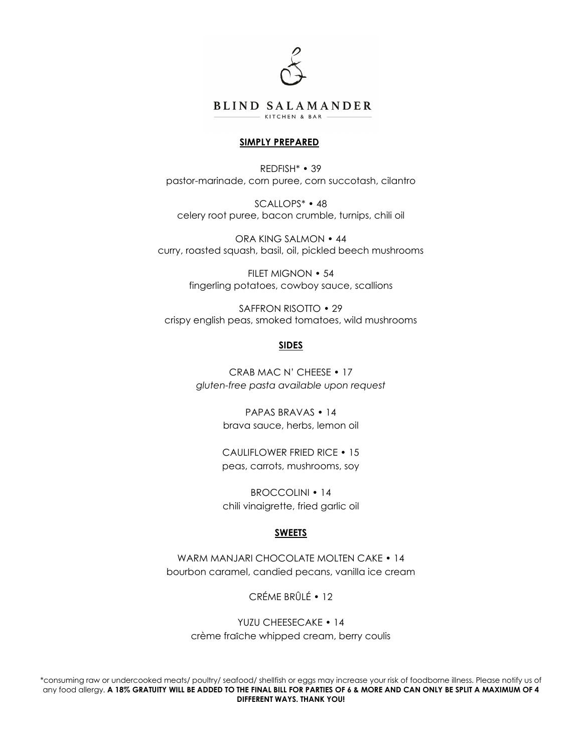# BLIND SALAMANDER

KITCHEN & BAR

## SIMPLY PREPARED

REDFISH* • 39
pastor-marinade, corn puree, corn succotash, cilantro

SCALLOPS* • 48
celery root puree, bacon crumble, turnips, chili oil

ORA KING SALMON • 44
curry, roasted squash, basil, oil, pickled beech mushrooms

FILET MIGNON • 54
fingerling potatoes, cowboy sauce, scallions

SAFFRON RISOTTO • 29
crispy english peas, smoked tomatoes, wild mushrooms

## SIDES

CRAB MAC N' CHEESE • 17
*gluten-free pasta available upon request*

PAPAS BRAVAS • 14
brava sauce, herbs, lemon oil

CAULIFLOWER FRIED RICE • 15
peas, carrots, mushrooms, soy

BROCCOLINI • 14
chili vinaigrette, fried garlic oil

## SWEETS

WARM MANJARI CHOCOLATE MOLTEN CAKE • 14
bourbon caramel, candied pecans, vanilla ice cream

CRÉME BRÛLÉ • 12

YUZU CHEESECAKE • 14
crème fraîche whipped cream, berry coulis

*consuming raw or undercooked meats/ poultry/ seafood/ shellfish or eggs may increase your risk of foodborne illness. Please notify us of any food allergy. **A 18% GRATUITY WILL BE ADDED TO THE FINAL BILL FOR PARTIES OF 6 & MORE AND CAN ONLY BE SPLIT A MAXIMUM OF 4 DIFFERENT WAYS. THANK YOU!**